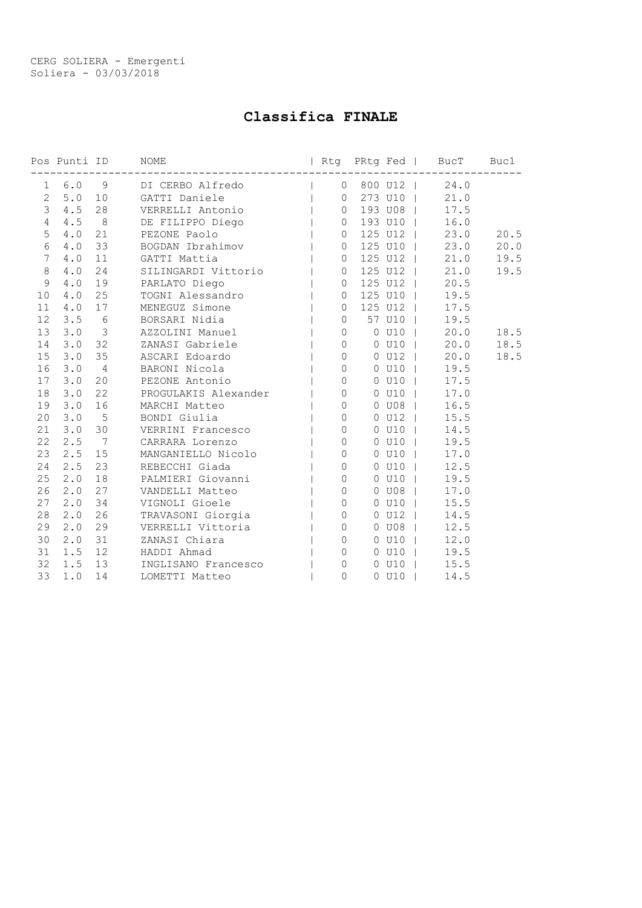CERG SOLIERA - Emergenti
Soliera - 03/03/2018

# Classifica FINALE

| Pos | Punti | ID | NOME | Rtg | PRtg | Fed | BucT | Buc1 |
|---|---|---|---|---|---|---|---|---|
| 1 | 6.0 | 9 | DI CERBO Alfredo | 0 | 800 | U12 | 24.0 | |
| 2 | 5.0 | 10 | GATTI Daniele | 0 | 273 | U10 | 21.0 | |
| 3 | 4.5 | 28 | VERRELLI Antonio | 0 | 193 | U08 | 17.5 | |
| 4 | 4.5 | 8 | DE FILIPPO Diego | 0 | 193 | U10 | 16.0 | |
| 5 | 4.0 | 21 | PEZONE Paolo | 0 | 125 | U12 | 23.0 | 20.5 |
| 6 | 4.0 | 33 | BOGDAN Ibrahimov | 0 | 125 | U10 | 23.0 | 20.0 |
| 7 | 4.0 | 11 | GATTI Mattia | 0 | 125 | U12 | 21.0 | 19.5 |
| 8 | 4.0 | 24 | SILINGARDI Vittorio | 0 | 125 | U12 | 21.0 | 19.5 |
| 9 | 4.0 | 19 | PARLATO Diego | 0 | 125 | U12 | 20.5 | |
| 10 | 4.0 | 25 | TOGNI Alessandro | 0 | 125 | U10 | 19.5 | |
| 11 | 4.0 | 17 | MENEGUZ Simone | 0 | 125 | U12 | 17.5 | |
| 12 | 3.5 | 6 | BORSARI Nidia | 0 | 57 | U10 | 19.5 | |
| 13 | 3.0 | 3 | AZZOLINI Manuel | 0 | 0 | U10 | 20.0 | 18.5 |
| 14 | 3.0 | 32 | ZANASI Gabriele | 0 | 0 | U10 | 20.0 | 18.5 |
| 15 | 3.0 | 35 | ASCARI Edoardo | 0 | 0 | U12 | 20.0 | 18.5 |
| 16 | 3.0 | 4 | BARONI Nicola | 0 | 0 | U10 | 19.5 | |
| 17 | 3.0 | 20 | PEZONE Antonio | 0 | 0 | U10 | 17.5 | |
| 18 | 3.0 | 22 | PROGULAKIS Alexander | 0 | 0 | U10 | 17.0 | |
| 19 | 3.0 | 16 | MARCHI Matteo | 0 | 0 | U08 | 16.5 | |
| 20 | 3.0 | 5 | BONDI Giulia | 0 | 0 | U12 | 15.5 | |
| 21 | 3.0 | 30 | VERRINI Francesco | 0 | 0 | U10 | 14.5 | |
| 22 | 2.5 | 7 | CARRARA Lorenzo | 0 | 0 | U10 | 19.5 | |
| 23 | 2.5 | 15 | MANGANIELLO Nicolo | 0 | 0 | U10 | 17.0 | |
| 24 | 2.5 | 23 | REBECCHI Giada | 0 | 0 | U10 | 12.5 | |
| 25 | 2.0 | 18 | PALMIERI Giovanni | 0 | 0 | U10 | 19.5 | |
| 26 | 2.0 | 27 | VANDELLI Matteo | 0 | 0 | U08 | 17.0 | |
| 27 | 2.0 | 34 | VIGNOLI Gioele | 0 | 0 | U10 | 15.5 | |
| 28 | 2.0 | 26 | TRAVASONI Giorgia | 0 | 0 | U12 | 14.5 | |
| 29 | 2.0 | 29 | VERRELLI Vittoria | 0 | 0 | U08 | 12.5 | |
| 30 | 2.0 | 31 | ZANASI Chiara | 0 | 0 | U10 | 12.0 | |
| 31 | 1.5 | 12 | HADDI Ahmad | 0 | 0 | U10 | 19.5 | |
| 32 | 1.5 | 13 | INGLISANO Francesco | 0 | 0 | U10 | 15.5 | |
| 33 | 1.0 | 14 | LOMETTI Matteo | 0 | 0 | U10 | 14.5 | |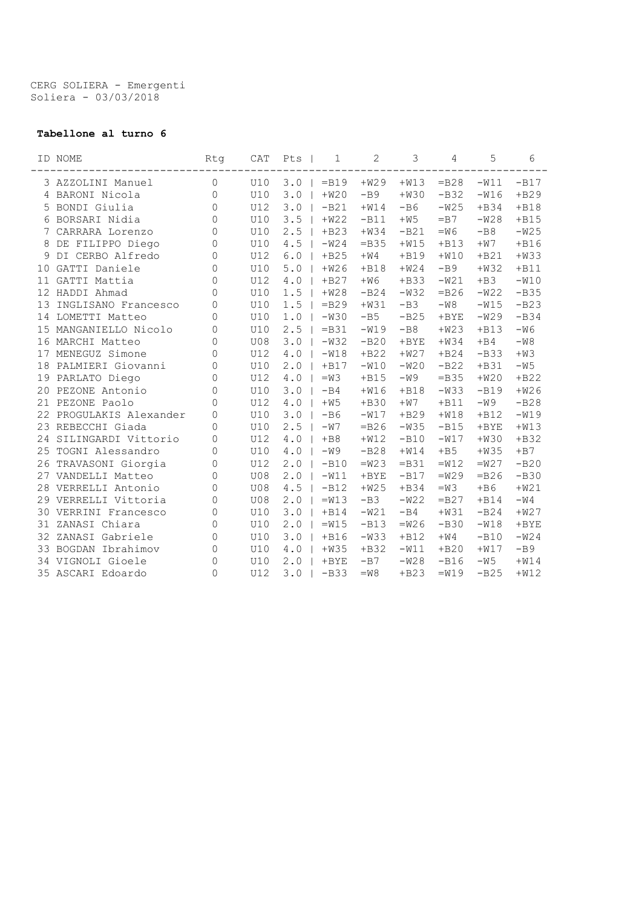CERG SOLIERA - Emergenti
Soliera - 03/03/2018

**Tabellone al turno 6**

| ID | NOME | Rtg | CAT | Pts | 1 | 2 | 3 | 4 | 5 | 6 |
|---|---|---|---|---|---|---|---|---|---|---|
| 3 | AZZOLINI Manuel | 0 | U10 | 3.0 | =B19 | +W29 | +W13 | =B28 | -W11 | -B17 |
| 4 | BARONI Nicola | 0 | U10 | 3.0 | +W20 | -B9 | +W30 | -B32 | -W16 | +B29 |
| 5 | BONDI Giulia | 0 | U12 | 3.0 | -B21 | +W14 | -B6 | -W25 | +B34 | +B18 |
| 6 | BORSARI Nidia | 0 | U10 | 3.5 | +W22 | -B11 | +W5 | =B7 | -W28 | +B15 |
| 7 | CARRARA Lorenzo | 0 | U10 | 2.5 | +B23 | +W34 | -B21 | =W6 | -B8 | -W25 |
| 8 | DE FILIPPO Diego | 0 | U10 | 4.5 | -W24 | =B35 | +W15 | +B13 | +W7 | +B16 |
| 9 | DI CERBO Alfredo | 0 | U12 | 6.0 | +B25 | +W4 | +B19 | +W10 | +B21 | +W33 |
| 10 | GATTI Daniele | 0 | U10 | 5.0 | +W26 | +B18 | +W24 | -B9 | +W32 | +B11 |
| 11 | GATTI Mattia | 0 | U12 | 4.0 | +B27 | +W6 | +B33 | -W21 | +B3 | -W10 |
| 12 | HADDI Ahmad | 0 | U10 | 1.5 | +W28 | -B24 | -W32 | =B26 | -W22 | -B35 |
| 13 | INGLISANO Francesco | 0 | U10 | 1.5 | =B29 | +W31 | -B3 | -W8 | -W15 | -B23 |
| 14 | LOMETTI Matteo | 0 | U10 | 1.0 | -W30 | -B5 | -B25 | +BYE | -W29 | -B34 |
| 15 | MANGANIELLO Nicolo | 0 | U10 | 2.5 | =B31 | -W19 | -B8 | +W23 | +B13 | -W6 |
| 16 | MARCHI Matteo | 0 | U08 | 3.0 | -W32 | -B20 | +BYE | +W34 | +B4 | -W8 |
| 17 | MENEGUZ Simone | 0 | U12 | 4.0 | -W18 | +B22 | +W27 | +B24 | -B33 | +W3 |
| 18 | PALMIERI Giovanni | 0 | U10 | 2.0 | +B17 | -W10 | -W20 | -B22 | +B31 | -W5 |
| 19 | PARLATO Diego | 0 | U12 | 4.0 | =W3 | +B15 | -W9 | =B35 | +W20 | +B22 |
| 20 | PEZONE Antonio | 0 | U10 | 3.0 | -B4 | +W16 | +B18 | -W33 | -B19 | +W26 |
| 21 | PEZONE Paolo | 0 | U12 | 4.0 | +W5 | +B30 | +W7 | +B11 | -W9 | -B28 |
| 22 | PROGULAKIS Alexander | 0 | U10 | 3.0 | -B6 | -W17 | +B29 | +W18 | +B12 | -W19 |
| 23 | REBECCHI Giada | 0 | U10 | 2.5 | -W7 | =B26 | -W35 | -B15 | +BYE | +W13 |
| 24 | SILINGARDI Vittorio | 0 | U12 | 4.0 | +B8 | +W12 | -B10 | -W17 | +W30 | +B32 |
| 25 | TOGNI Alessandro | 0 | U10 | 4.0 | -W9 | -B28 | +W14 | +B5 | +W35 | +B7 |
| 26 | TRAVASONI Giorgia | 0 | U12 | 2.0 | -B10 | =W23 | =B31 | =W12 | =W27 | -B20 |
| 27 | VANDELLI Matteo | 0 | U08 | 2.0 | -W11 | +BYE | -B17 | =W29 | =B26 | -B30 |
| 28 | VERRELLI Antonio | 0 | U08 | 4.5 | -B12 | +W25 | +B34 | =W3 | +B6 | +W21 |
| 29 | VERRELLI Vittoria | 0 | U08 | 2.0 | =W13 | -B3 | -W22 | =B27 | +B14 | -W4 |
| 30 | VERRINI Francesco | 0 | U10 | 3.0 | +B14 | -W21 | -B4 | +W31 | -B24 | +W27 |
| 31 | ZANASI Chiara | 0 | U10 | 2.0 | =W15 | -B13 | =W26 | -B30 | -W18 | +BYE |
| 32 | ZANASI Gabriele | 0 | U10 | 3.0 | +B16 | -W33 | +B12 | +W4 | -B10 | -W24 |
| 33 | BOGDAN Ibrahimov | 0 | U10 | 4.0 | +W35 | +B32 | -W11 | +B20 | +W17 | -B9 |
| 34 | VIGNOLI Gioele | 0 | U10 | 2.0 | +BYE | -B7 | -W28 | -B16 | -W5 | +W14 |
| 35 | ASCARI Edoardo | 0 | U12 | 3.0 | -B33 | =W8 | +B23 | =W19 | -B25 | +W12 |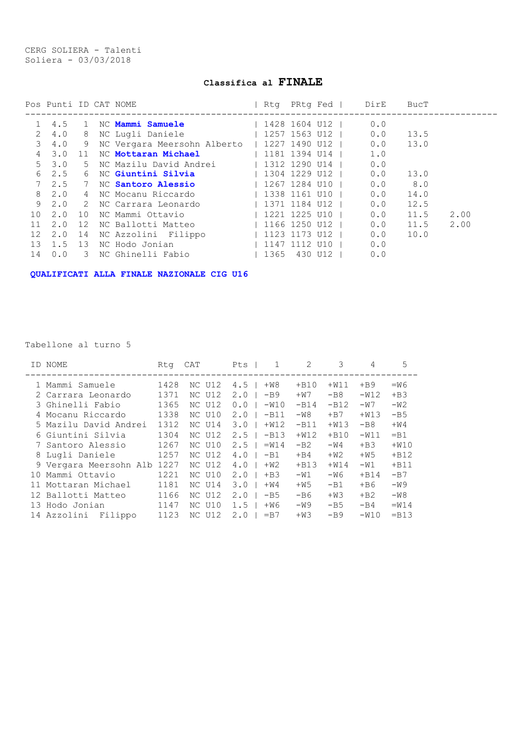CERG SOLIERA - Talenti
Soliera - 03/03/2018

## Classifica al **FINALE**

| Pos | Punti | ID | CAT | NOME | Rtg | PRtg | Fed | DirE | BucT | |
|---|---|---|---|---|---|---|---|---|---|---|
| 1 | 4.5 | 1 | NC | **Mammi Samuele** | 1428 | 1604 | U12 | 0.0 | | |
| 2 | 4.0 | 8 | NC | Lugli Daniele | 1257 | 1563 | U12 | 0.0 | 13.5 | |
| 3 | 4.0 | 9 | NC | Vergara Meersohn Alberto | 1227 | 1490 | U12 | 0.0 | 13.0 | |
| 4 | 3.0 | 11 | NC | **Mottaran Michael** | 1181 | 1394 | U14 | 1.0 | | |
| 5 | 3.0 | 5 | NC | Mazilu David Andrei | 1312 | 1290 | U14 | 0.0 | | |
| 6 | 2.5 | 6 | NC | **Giuntini Silvia** | 1304 | 1229 | U12 | 0.0 | 13.0 | |
| 7 | 2.5 | 7 | NC | **Santoro Alessio** | 1267 | 1284 | U10 | 0.0 | 8.0 | |
| 8 | 2.0 | 4 | NC | Mocanu Riccardo | 1338 | 1161 | U10 | 0.0 | 14.0 | |
| 9 | 2.0 | 2 | NC | Carrara Leonardo | 1371 | 1184 | U12 | 0.0 | 12.5 | |
| 10 | 2.0 | 10 | NC | Mammi Ottavio | 1221 | 1225 | U10 | 0.0 | 11.5 | 2.00 |
| 11 | 2.0 | 12 | NC | Ballotti Matteo | 1166 | 1250 | U12 | 0.0 | 11.5 | 2.00 |
| 12 | 2.0 | 14 | NC | Azzolini Filippo | 1123 | 1173 | U12 | 0.0 | 10.0 | |
| 13 | 1.5 | 13 | NC | Hodo Jonian | 1147 | 1112 | U10 | 0.0 | | |
| 14 | 0.0 | 3 | NC | Ghinelli Fabio | 1365 | 430 | U12 | 0.0 | | |

**QUALIFICATI ALLA FINALE NAZIONALE CIG U16**

Tabellone al turno 5

| ID | NOME | Rtg | CAT | | Pts | 1 | 2 | 3 | 4 | 5 |
|---|---|---|---|---|---|---|---|---|---|---|
| 1 | Mammi Samuele | 1428 | NC | U12 | 4.5 | +W8 | +B10 | +W11 | +B9 | =W6 |
| 2 | Carrara Leonardo | 1371 | NC | U12 | 2.0 | -B9 | +W7 | -B8 | -W12 | +B3 |
| 3 | Ghinelli Fabio | 1365 | NC | U12 | 0.0 | -W10 | -B14 | -B12 | -W7 | -W2 |
| 4 | Mocanu Riccardo | 1338 | NC | U10 | 2.0 | -B11 | -W8 | +B7 | +W13 | -B5 |
| 5 | Mazilu David Andrei | 1312 | NC | U14 | 3.0 | +W12 | -B11 | +W13 | -B8 | +W4 |
| 6 | Giuntini Silvia | 1304 | NC | U12 | 2.5 | -B13 | +W12 | +B10 | -W11 | =B1 |
| 7 | Santoro Alessio | 1267 | NC | U10 | 2.5 | =W14 | -B2 | -W4 | +B3 | +W10 |
| 8 | Lugli Daniele | 1257 | NC | U12 | 4.0 | -B1 | +B4 | +W2 | +W5 | +B12 |
| 9 | Vergara Meersohn Alb | 1227 | NC | U12 | 4.0 | +W2 | +B13 | +W14 | -W1 | +B11 |
| 10 | Mammi Ottavio | 1221 | NC | U10 | 2.0 | +B3 | -W1 | -W6 | +B14 | -B7 |
| 11 | Mottaran Michael | 1181 | NC | U14 | 3.0 | +W4 | +W5 | -B1 | +B6 | -W9 |
| 12 | Ballotti Matteo | 1166 | NC | U12 | 2.0 | -B5 | -B6 | +W3 | +B2 | -W8 |
| 13 | Hodo Jonian | 1147 | NC | U10 | 1.5 | +W6 | -W9 | -B5 | -B4 | =W14 |
| 14 | Azzolini Filippo | 1123 | NC | U12 | 2.0 | =B7 | +W3 | -B9 | -W10 | =B13 |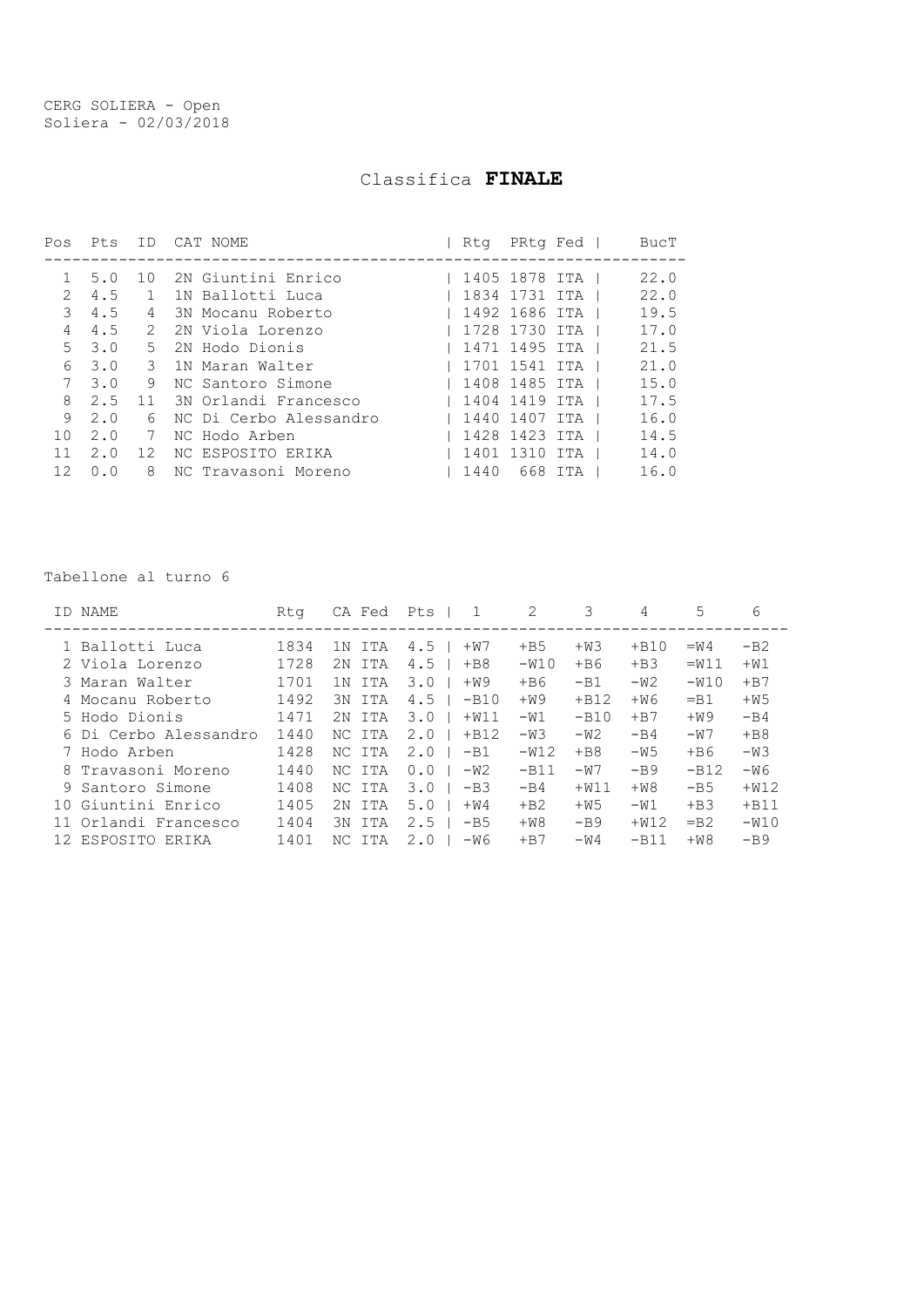CERG SOLIERA - Open
Soliera - 02/03/2018

# Classifica **FINALE**

| Pos | Pts | ID | CAT | NOME | Rtg | PRtg | Fed | BucT |
|---|---|---|---|---|---|---|---|---|
| 1 | 5.0 | 10 | 2N | Giuntini Enrico | 1405 | 1878 | ITA | 22.0 |
| 2 | 4.5 | 1 | 1N | Ballotti Luca | 1834 | 1731 | ITA | 22.0 |
| 3 | 4.5 | 4 | 3N | Mocanu Roberto | 1492 | 1686 | ITA | 19.5 |
| 4 | 4.5 | 2 | 2N | Viola Lorenzo | 1728 | 1730 | ITA | 17.0 |
| 5 | 3.0 | 5 | 2N | Hodo Dionis | 1471 | 1495 | ITA | 21.5 |
| 6 | 3.0 | 3 | 1N | Maran Walter | 1701 | 1541 | ITA | 21.0 |
| 7 | 3.0 | 9 | NC | Santoro Simone | 1408 | 1485 | ITA | 15.0 |
| 8 | 2.5 | 11 | 3N | Orlandi Francesco | 1404 | 1419 | ITA | 17.5 |
| 9 | 2.0 | 6 | NC | Di Cerbo Alessandro | 1440 | 1407 | ITA | 16.0 |
| 10 | 2.0 | 7 | NC | Hodo Arben | 1428 | 1423 | ITA | 14.5 |
| 11 | 2.0 | 12 | NC | ESPOSITO ERIKA | 1401 | 1310 | ITA | 14.0 |
| 12 | 0.0 | 8 | NC | Travasoni Moreno | 1440 | 668 | ITA | 16.0 |

Tabellone al turno 6

| ID | NAME | Rtg | CA | Fed | Pts | 1 | 2 | 3 | 4 | 5 | 6 |
|---|---|---|---|---|---|---|---|---|---|---|---|
| 1 | Ballotti Luca | 1834 | 1N | ITA | 4.5 | +W7 | +B5 | +W3 | +B10 | =W4 | -B2 |
| 2 | Viola Lorenzo | 1728 | 2N | ITA | 4.5 | +B8 | -W10 | +B6 | +B3 | =W11 | +W1 |
| 3 | Maran Walter | 1701 | 1N | ITA | 3.0 | +W9 | +B6 | -B1 | -W2 | -W10 | +B7 |
| 4 | Mocanu Roberto | 1492 | 3N | ITA | 4.5 | -B10 | +W9 | +B12 | +W6 | =B1 | +W5 |
| 5 | Hodo Dionis | 1471 | 2N | ITA | 3.0 | +W11 | -W1 | -B10 | +B7 | +W9 | -B4 |
| 6 | Di Cerbo Alessandro | 1440 | NC | ITA | 2.0 | +B12 | -W3 | -W2 | -B4 | -W7 | +B8 |
| 7 | Hodo Arben | 1428 | NC | ITA | 2.0 | -B1 | -W12 | +B8 | -W5 | +B6 | -W3 |
| 8 | Travasoni Moreno | 1440 | NC | ITA | 0.0 | -W2 | -B11 | -W7 | -B9 | -B12 | -W6 |
| 9 | Santoro Simone | 1408 | NC | ITA | 3.0 | -B3 | -B4 | +W11 | +W8 | -B5 | +W12 |
| 10 | Giuntini Enrico | 1405 | 2N | ITA | 5.0 | +W4 | +B2 | +W5 | -W1 | +B3 | +B11 |
| 11 | Orlandi Francesco | 1404 | 3N | ITA | 2.5 | -B5 | +W8 | -B9 | +W12 | =B2 | -W10 |
| 12 | ESPOSITO ERIKA | 1401 | NC | ITA | 2.0 | -W6 | +B7 | -W4 | -B11 | +W8 | -B9 |